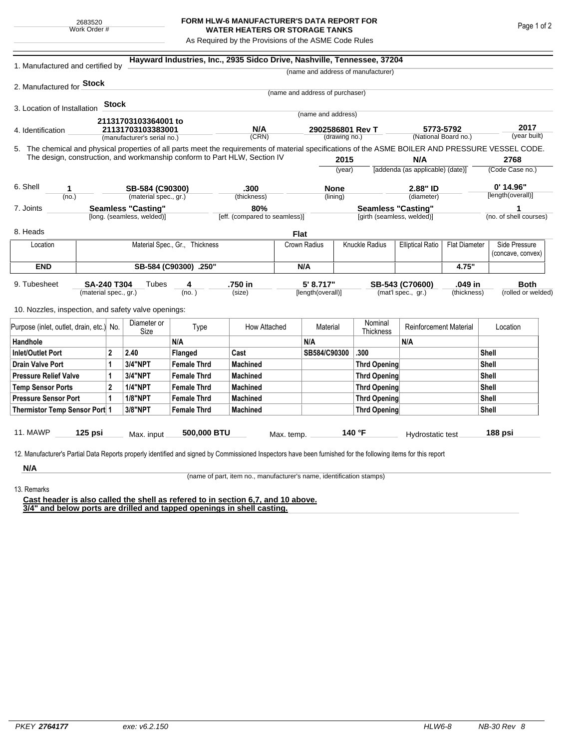2683520
Work Order #

# FORM HLW-6 MANUFACTURER'S DATA REPORT FOR WATER HEATERS OR STORAGE TANKS

As Required by the Provisions of the ASME Code Rules

1. Manufactured and certified by **Hayward Industries, Inc., 2935 Sidco Drive, Nashville, Tennessee, 37204**
(name and address of manufacturer)

2. Manufactured for **Stock**
(name and address of purchaser)

3. Location of Installation **Stock**
(name and address)

4. Identification

| 21131703103364001 to 21131703103383001 | N/A | 2902586801 Rev T | 5773-5792 | 2017 |
|---|---|---|---|---|
| (manufacturer's serial no.) | (CRN) | (drawing no.) | (National Board no.) | (year built) |

5. The chemical and physical properties of all parts meet the requirements of material specifications of the ASME BOILER AND PRESSURE VESSEL CODE. The design, construction, and workmanship conform to Part HLW, Section IV

| 2015 | N/A | 2768 |
|---|---|---|
| (year) | [addenda (as applicable) (date)] | (Code Case no.) |

6. Shell

| 1 | SB-584 (C90300) | .300 | None | 2.88" ID | 0' 14.96" |
|---|---|---|---|---|---|
| (no.) | (material spec., gr.) | (thickness) | (lining) | (diameter) | [length(overall)] |

7. Joints

| Seamless "Casting" | 80% | Seamless "Casting" | 1 |
|---|---|---|---|
| [long. (seamless, welded)] | [eff. (compared to seamless)] | [girth (seamless, welded)] | (no. of shell courses) |

8. Heads **Flat**

| Location | Material Spec., Gr., Thickness | Crown Radius | Knuckle Radius | Elliptical Ratio | Flat Diameter | Side Pressure (concave, convex) |
|---|---|---|---|---|---|---|
| **END** | **SB-584 (C90300) .250"** | **N/A** | | | **4.75"** | |

9. Tubesheet

| SA-240 T304 | Tubes 4 | .750 in | 5' 8.717" | SB-543 (C70600) | .049 in | Both |
|---|---|---|---|---|---|---|
| (material spec., gr.) | (no.) | (size) | [length(overall)] | (mat'l spec., gr.) | (thickness) | (rolled or welded) |

10. Nozzles, inspection, and safety valve openings:

| Purpose (inlet, outlet, drain, etc.) | No. | Diameter or Size | Type | How Attached | Material | Nominal Thickness | Reinforcement Material | Location |
|---|---|---|---|---|---|---|---|---|
| **Handhole** | | | **N/A** | | **N/A** | | **N/A** | |
| **Inlet/Outlet Port** | **2** | **2.40** | **Flanged** | **Cast** | **SB584/C90300** | **.300** | | **Shell** |
| **Drain Valve Port** | **1** | **3/4"NPT** | **Female Thrd** | **Machined** | | **Thrd Opening** | | **Shell** |
| **Pressure Relief Valve** | **1** | **3/4"NPT** | **Female Thrd** | **Machined** | | **Thrd Opening** | | **Shell** |
| **Temp Sensor Ports** | **2** | **1/4"NPT** | **Female Thrd** | **Machined** | | **Thrd Opening** | | **Shell** |
| **Pressure Sensor Port** | **1** | **1/8"NPT** | **Female Thrd** | **Machined** | | **Thrd Opening** | | **Shell** |
| **Thermistor Temp Sensor Port** | **1** | **3/8"NPT** | **Female Thrd** | **Machined** | | **Thrd Opening** | | **Shell** |

11. MAWP **125 psi** Max. input **500,000 BTU** Max. temp. **140 °F** Hydrostatic test **188 psi**

12. Manufacturer's Partial Data Reports properly identified and signed by Commissioned Inspectors have been furnished for the following items for this report

**N/A**

(name of part, item no., manufacturer's name, identification stamps)

13. Remarks

**Cast header is also called the shell as refered to in section 6,7, and 10 above.**
**3/4" and below ports are drilled and tapped openings in shell casting.**

PKEY **2764177** exe: v6.2.150 HLW6-8 NB-30 Rev 8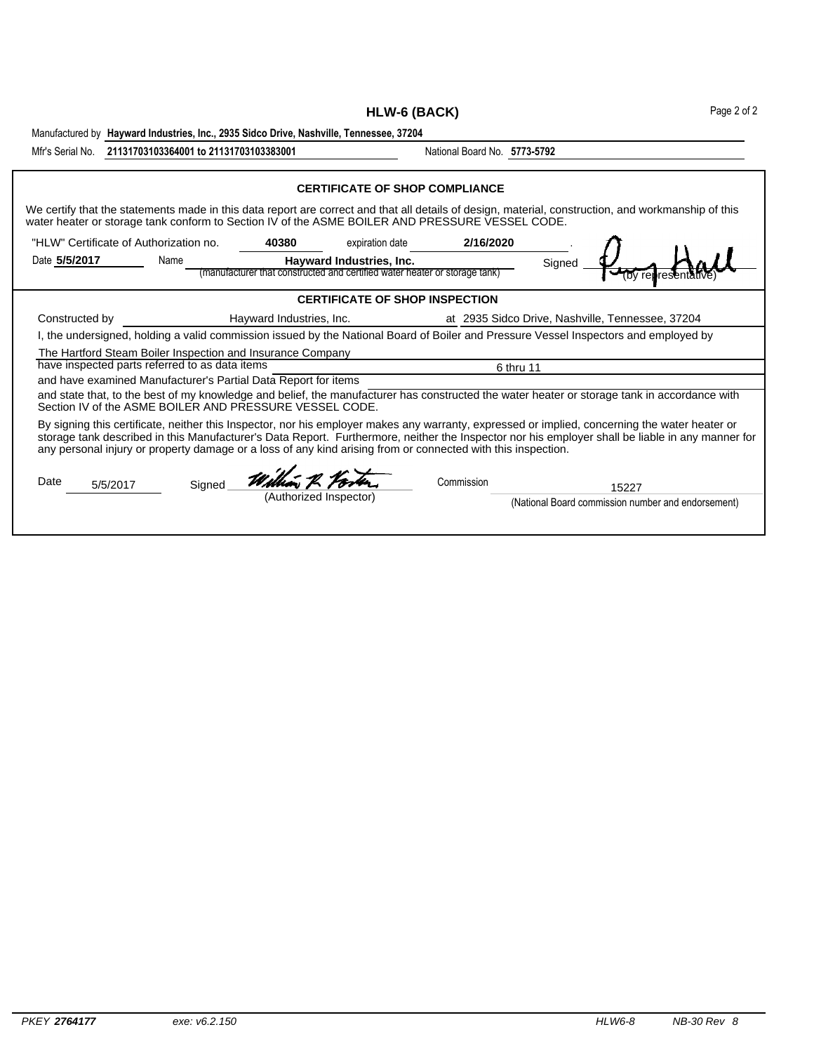# HLW-6 (BACK)

Manufactured by **Hayward Industries, Inc., 2935 Sidco Drive, Nashville, Tennessee, 37204**

Mfr's Serial No. **21131703103364001 to 21131703103383001** National Board No. **5773-5792**

## CERTIFICATE OF SHOP COMPLIANCE

We certify that the statements made in this data report are correct and that all details of design, material, construction, and workmanship of this water heater or storage tank conform to Section IV of the ASME BOILER AND PRESSURE VESSEL CODE.

"HLW" Certificate of Authorization no. **40380** expiration date **2/16/2020** .

Date **5/5/2017** Name **Hayward Industries, Inc.** Signed (signature)
(manufacturer that constructed and certified water heater or storage tank) (by representative)

## CERTIFICATE OF SHOP INSPECTION

Constructed by Hayward Industries, Inc. at 2935 Sidco Drive, Nashville, Tennessee, 37204

I, the undersigned, holding a valid commission issued by the National Board of Boiler and Pressure Vessel Inspectors and employed by

The Hartford Steam Boiler Inspection and Insurance Company

have inspected parts referred to as data items 6 thru 11

and have examined Manufacturer's Partial Data Report for items

and state that, to the best of my knowledge and belief, the manufacturer has constructed the water heater or storage tank in accordance with Section IV of the ASME BOILER AND PRESSURE VESSEL CODE.

By signing this certificate, neither this Inspector, nor his employer makes any warranty, expressed or implied, concerning the water heater or storage tank described in this Manufacturer's Data Report. Furthermore, neither the Inspector nor his employer shall be liable in any manner for any personal injury or property damage or a loss of any kind arising from or connected with this inspection.

Date 5/5/2017 Signed (signature) (Authorized Inspector) Commission 15227 (National Board commission number and endorsement)

PKEY 2764177 exe: v6.2.150 HLW6-8 NB-30 Rev 8